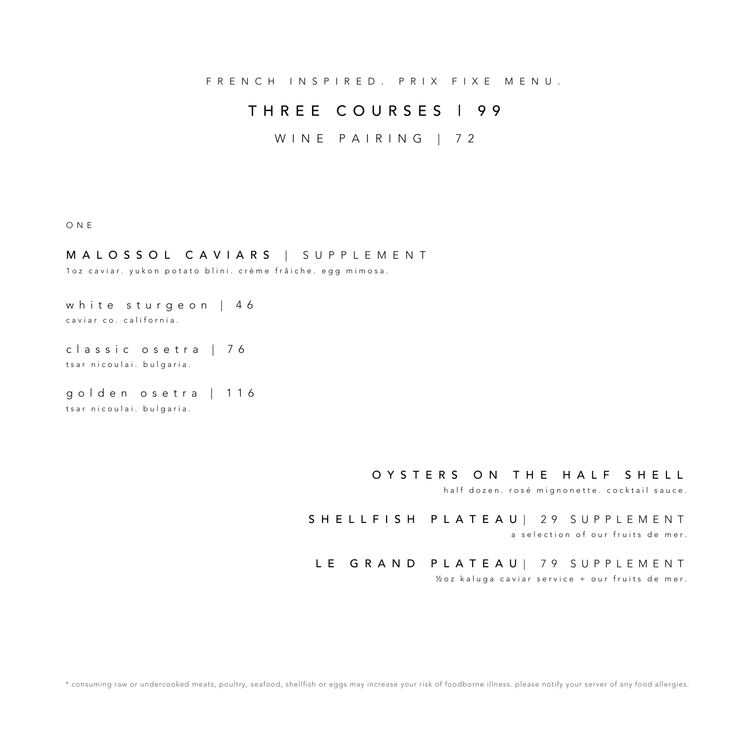FRENCH INSPIRED. PRIX FIXE MENU.

# THREE COURSES | 99

## WINE PAIRING | 72

ONE

### MALOSSOL CAVIARS | SUPPLEMENT

1oz caviar. yukon potato blini. crème frâiche. egg mimosa.

white sturgeon | 46
caviar co. california.

classic osetra | 76
tsar nicoulai. bulgaria.

golden osetra | 116
tsar nicoulai. bulgaria.

### OYSTERS ON THE HALF SHELL

half dozen. rosé mignonette. cocktail sauce.

### SHELLFISH PLATEAU | 29 SUPPLEMENT

a selection of our fruits de mer.

### LE GRAND PLATEAU | 79 SUPPLEMENT

½oz kaluga caviar service + our fruits de mer.

* consuming raw or undercooked meats, poultry, seafood, shellfish or eggs may increase your risk of foodborne illness. please notify your server of any food allergies.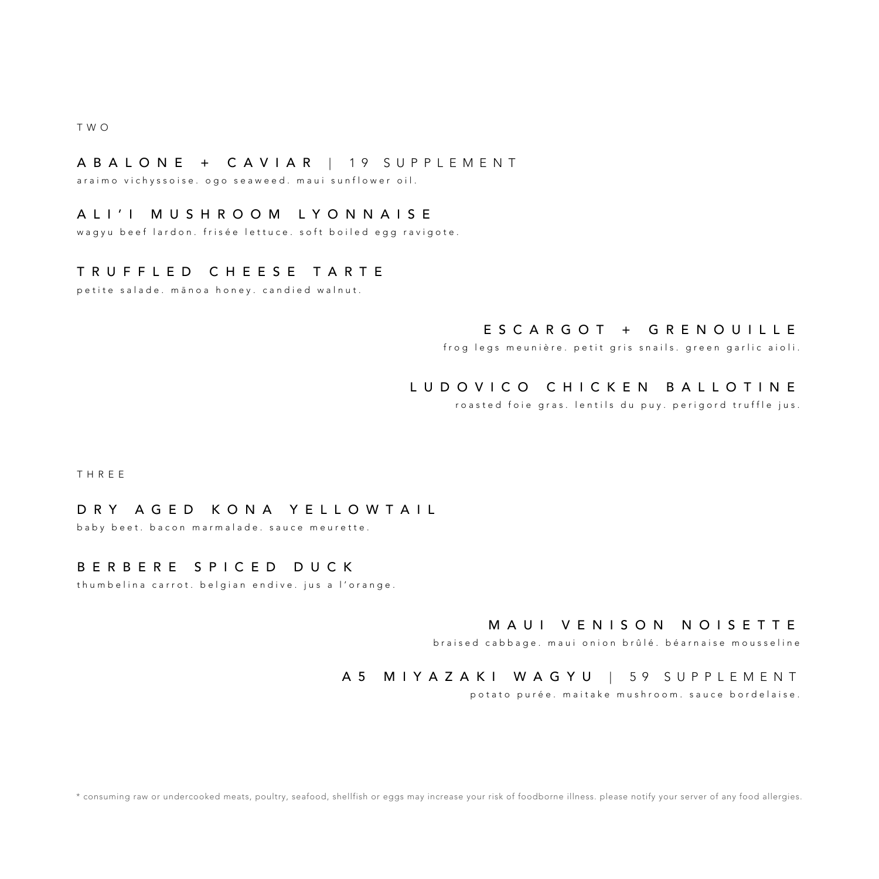## TWO

### ABALONE + CAVIAR | 19 SUPPLEMENT
araimo vichyssoise. ogo seaweed. maui sunflower oil.

### ALI'I MUSHROOM LYONNAISE
wagyu beef lardon. frisée lettuce. soft boiled egg ravigote.

### TRUFFLED CHEESE TARTE
petite salade. mānoa honey. candied walnut.

### ESCARGOT + GRENOUILLE
frog legs meunière. petit gris snails. green garlic aioli.

### LUDOVICO CHICKEN BALLOTINE
roasted foie gras. lentils du puy. perigord truffle jus.

## THREE

### DRY AGED KONA YELLOWTAIL
baby beet. bacon marmalade. sauce meurette.

### BERBERE SPICED DUCK
thumbelina carrot. belgian endive. jus a l'orange.

### MAUI VENISON NOISETTE
braised cabbage. maui onion brûlé. béarnaise mousseline

### A5 MIYAZAKI WAGYU | 59 SUPPLEMENT
potato purée. maitake mushroom. sauce bordelaise.

* consuming raw or undercooked meats, poultry, seafood, shellfish or eggs may increase your risk of foodborne illness. please notify your server of any food allergies.